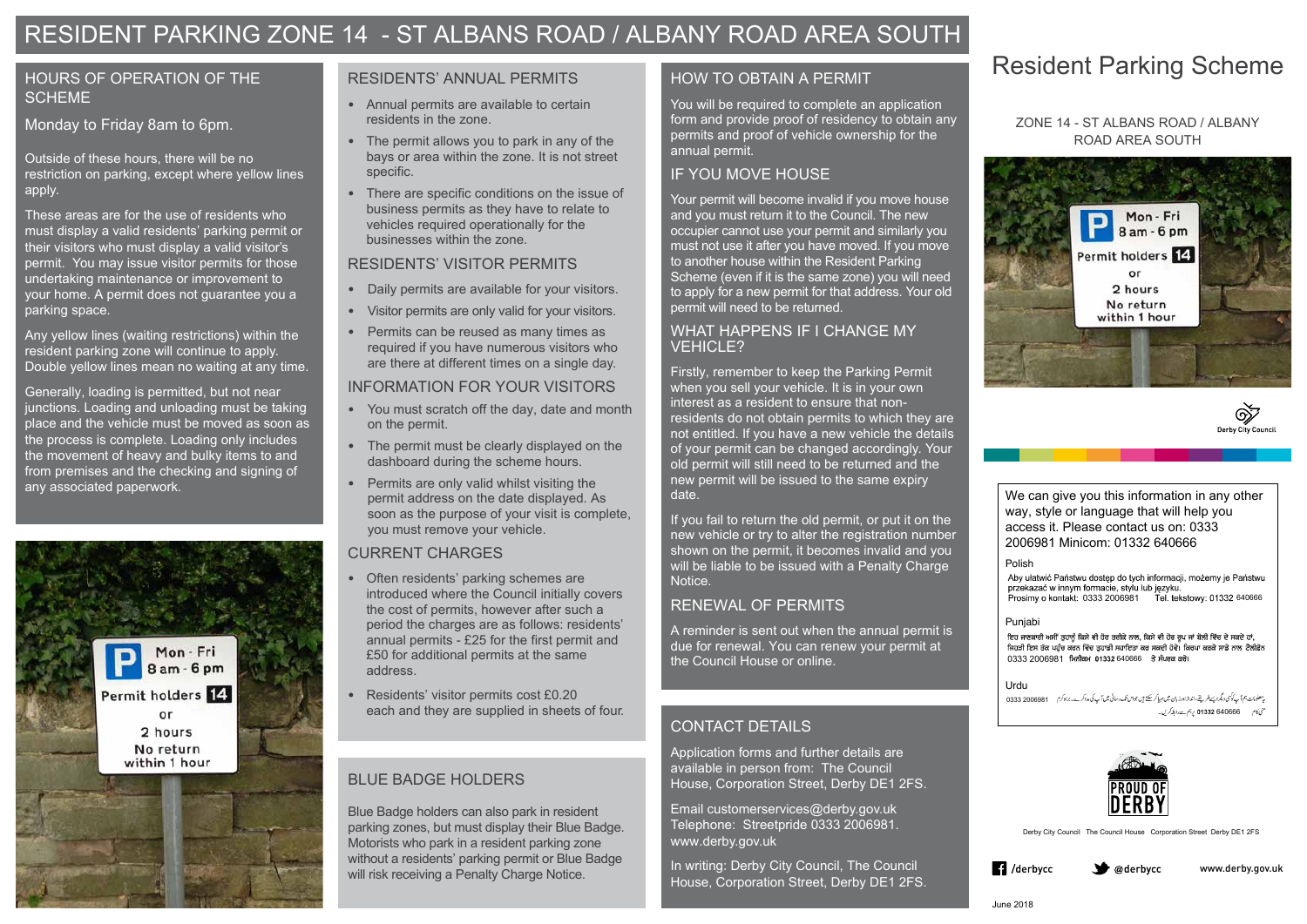# RESIDENT PARKING ZONE 14 - ST ALBANS ROAD / ALBANY ROAD AREA SOUTH

## HOURS OF OPERATION OF THE SCHEME

Monday to Friday 8am to 6pm.

Outside of these hours, there will be no restriction on parking, except where yellow lines apply.

These areas are for the use of residents who must display a valid residents' parking permit or their visitors who must display a valid visitor's permit. You may issue visitor permits for those undertaking maintenance or improvement to your home. A permit does not guarantee you a parking space.

Any yellow lines (waiting restrictions) within the resident parking zone will continue to apply. Double yellow lines mean no waiting at any time.

Generally, loading is permitted, but not near junctions. Loading and unloading must be taking place and the vehicle must be moved as soon as the process is complete. Loading only includes the movement of heavy and bulky items to and from premises and the checking and signing of any associated paperwork.

## RESIDENTS' ANNUAL PERMITS

- Annual permits are available to certain residents in the zone.
- The permit allows you to park in any of the bays or area within the zone. It is not street specific.
- There are specific conditions on the issue of business permits as they have to relate to vehicles required operationally for the businesses within the zone.

## RESIDENTS' VISITOR PERMITS

- Daily permits are available for your visitors.
- Visitor permits are only valid for your visitors.
- Permits can be reused as many times as required if you have numerous visitors who are there at different times on a single day.

## INFORMATION FOR YOUR VISITORS

- You must scratch off the day, date and month on the permit.
- The permit must be clearly displayed on the dashboard during the scheme hours.
- Permits are only valid whilst visiting the permit address on the date displayed. As soon as the purpose of your visit is complete, you must remove your vehicle.

## CURRENT CHARGES

- Often residents' parking schemes are introduced where the Council initially covers the cost of permits, however after such a period the charges are as follows: residents' annual permits - £25 for the first permit and £50 for additional permits at the same address.
- Residents' visitor permits cost £0.20 each and they are supplied in sheets of four.

## BLUE BADGE HOLDERS

Blue Badge holders can also park in resident parking zones, but must display their Blue Badge. Motorists who park in a resident parking zone without a residents' parking permit or Blue Badge will risk receiving a Penalty Charge Notice.

## HOW TO OBTAIN A PERMIT

You will be required to complete an application form and provide proof of residency to obtain any permits and proof of vehicle ownership for the annual permit.

## IF YOU MOVE HOUSE

Your permit will become invalid if you move house and you must return it to the Council. The new occupier cannot use your permit and similarly you must not use it after you have moved. If you move to another house within the Resident Parking Scheme (even if it is the same zone) you will need to apply for a new permit for that address. Your old permit will need to be returned.

## WHAT HAPPENS IF I CHANGE MY VEHICLE?

Firstly, remember to keep the Parking Permit when you sell your vehicle. It is in your own interest as a resident to ensure that non-residents do not obtain permits to which they are not entitled. If you have a new vehicle the details of your permit can be changed accordingly. Your old permit will still need to be returned and the new permit will be issued to the same expiry date.

If you fail to return the old permit, or put it on the new vehicle or try to alter the registration number shown on the permit, it becomes invalid and you will be liable to be issued with a Penalty Charge Notice.

## RENEWAL OF PERMITS

A reminder is sent out when the annual permit is due for renewal. You can renew your permit at the Council House or online.

## CONTACT DETAILS

Application forms and further details are available in person from: The Council House, Corporation Street, Derby DE1 2FS.

Email customerservices@derby.gov.uk
Telephone: Streetpride 0333 2006981.
www.derby.gov.uk

In writing: Derby City Council, The Council House, Corporation Street, Derby DE1 2FS.

# Resident Parking Scheme

ZONE 14 - ST ALBANS ROAD / ALBANY ROAD AREA SOUTH

Derby City Council

We can give you this information in any other way, style or language that will help you access it. Please contact us on: 0333 2006981 Minicom: 01332 640666

Polish

Aby ułatwić Państwu dostęp do tych informacji, możemy je Państwu przekazać w innym formacie, stylu lub języku.
Prosimy o kontakt: 0333 2006981 Tel. tekstowy: 01332 640666

Punjabi

ਇਹ ਜਾਣਕਾਰੀ ਅਸੀਂ ਤੁਹਾਨੂੰ ਕਿਸੇ ਵੀ ਹੋਰ ਤਰੀਕੇ ਨਾਲ, ਕਿਸੇ ਵੀ ਹੋਰ ਰੂਪ ਜਾਂ ਬੋਲੀ ਵਿੱਚ ਦੇ ਸਕਦੇ ਹਾਂ, ਜਿਹੜੀ ਇਸ ਤੱਕ ਪਹੁੰਚ ਕਰਨ ਵਿੱਚ ਤੁਹਾਡੀ ਸਹਾਇਤਾ ਕਰ ਸਕਦੀ ਹੋਵੇ। ਕਿਰਪਾ ਕਰਕੇ ਸਾਡੇ ਨਾਲ ਟੈਲੀਫ਼ੋਨ 0333 2006981 ਮਿਨੀਕਾਮ 01332 640666 ਤੇ ਸੰਪਰਕ ਕਰੋ।

Urdu

یہ معلومات ہم آپ کو کسی دیگر ایسے طریقے، انداز اور زبان میں مہیا کر سکتے ہیں جو اس تک رسائی میں آپ کی مدد کرے۔ براہ کرم 0333 2006981 منی کام 01332 640666 پر ہم سے رابطہ کریں۔

PROUD OF DERBY

Derby City Council The Council House Corporation Street Derby DE1 2FS

/derbycc @derbycc www.derby.gov.uk

June 2018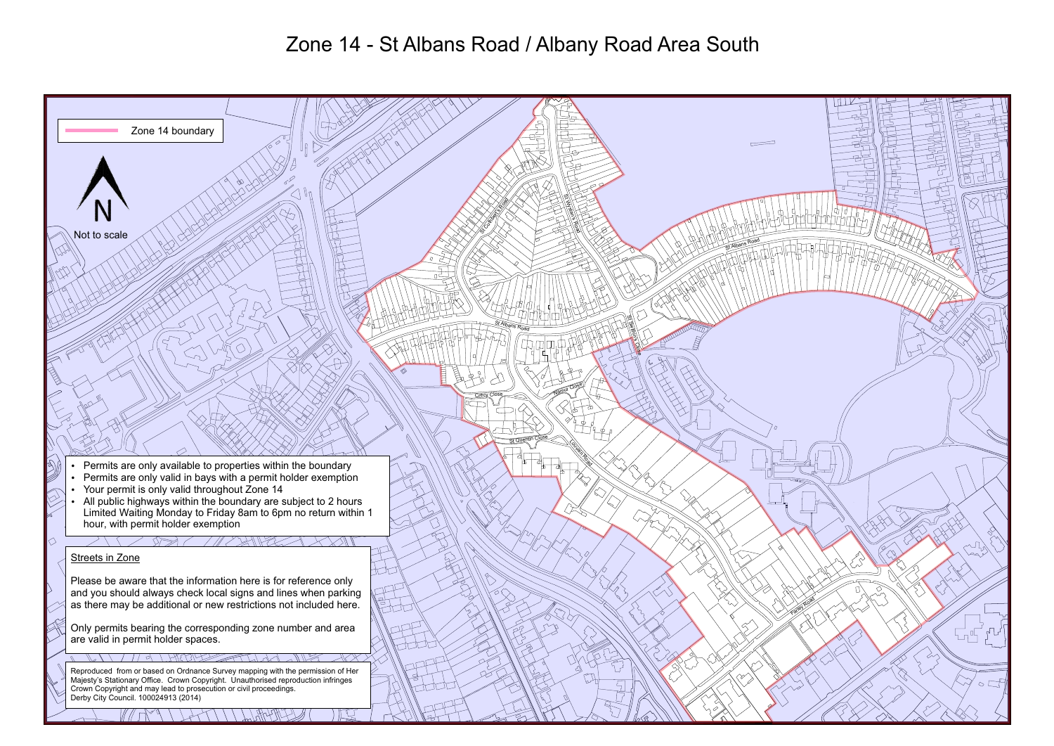# Zone 14 - St Albans Road / Albany Road Area South

Zone 14 boundary

N

Not to scale

- Permits are only available to properties within the boundary
- Permits are only valid in bays with a permit holder exemption
- Your permit is only valid throughout Zone 14
- All public highways within the boundary are subject to 2 hours Limited Waiting Monday to Friday 8am to 6pm no return within 1 hour, with permit holder exemption

Streets in Zone

Please be aware that the information here is for reference only and you should always check local signs and lines when parking as there may be additional or new restrictions not included here.

Only permits bearing the corresponding zone number and area are valid in permit holder spaces.

Reproduced from or based on Ordnance Survey mapping with the permission of Her Majesty's Stationary Office. Crown Copyright. Unauthorised reproduction infringes Crown Copyright and may lead to prosecution or civil proceedings. Derby City Council. 100024913 (2014)

St Albans Road

St Albans Road

St Wystans Road

St Cuthbert's Close

St Barnabas Close

Namur Close

Crecy Close

St Quentin Close

Lougate Road

Farley Road